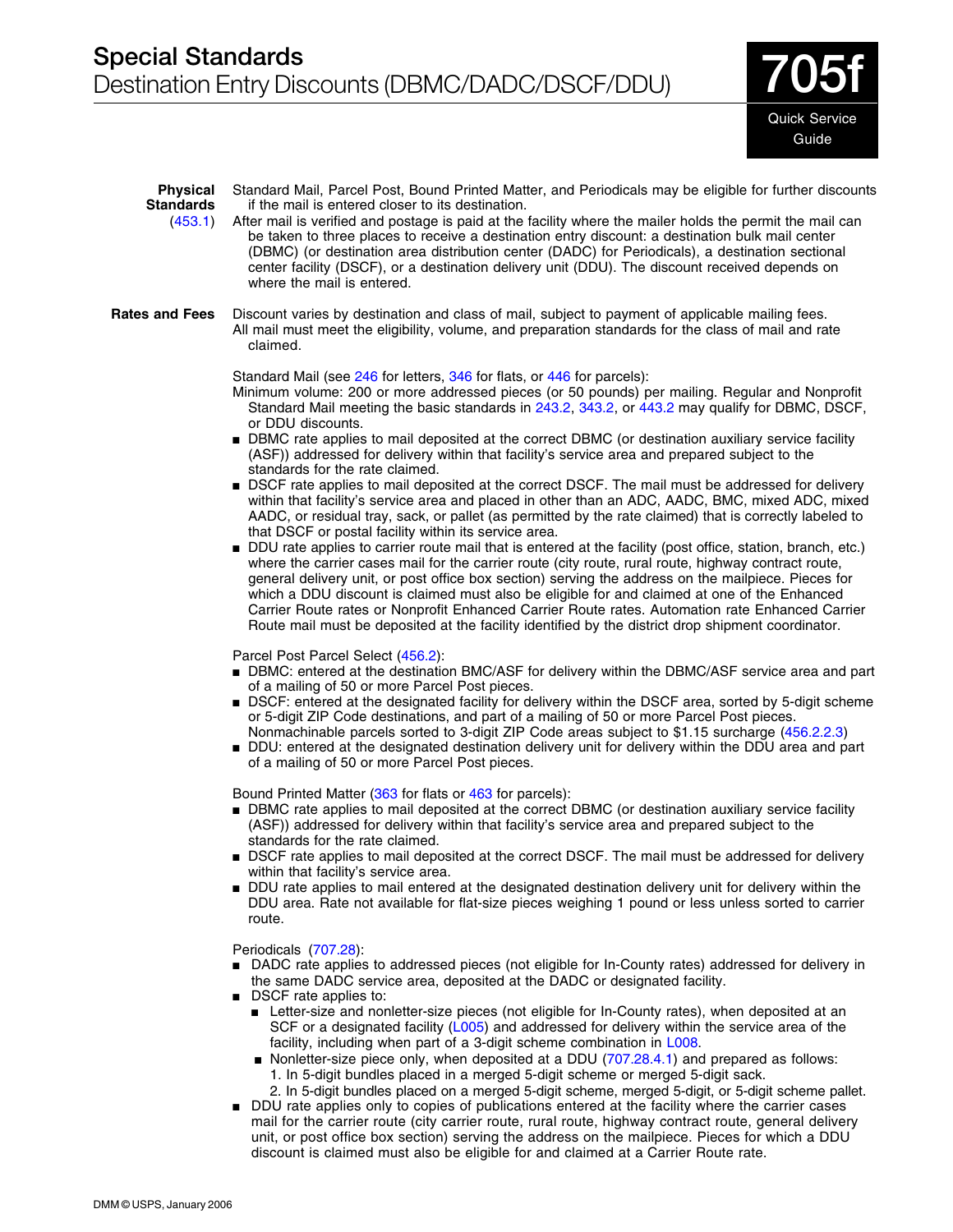# Special Standards

## Destination Entry Discounts (DBMC/DADC/DSCF/DDU)

**705f**

Quick Service Guide

**Physical Standards** (453.1)

Standard Mail, Parcel Post, Bound Printed Matter, and Periodicals may be eligible for further discounts if the mail is entered closer to its destination.

After mail is verified and postage is paid at the facility where the mailer holds the permit the mail can be taken to three places to receive a destination entry discount: a destination bulk mail center (DBMC) (or destination area distribution center (DADC) for Periodicals), a destination sectional center facility (DSCF), or a destination delivery unit (DDU). The discount received depends on where the mail is entered.

**Rates and Fees**

Discount varies by destination and class of mail, subject to payment of applicable mailing fees.

All mail must meet the eligibility, volume, and preparation standards for the class of mail and rate claimed.

Standard Mail (see 246 for letters, 346 for flats, or 446 for parcels):

Minimum volume: 200 or more addressed pieces (or 50 pounds) per mailing. Regular and Nonprofit Standard Mail meeting the basic standards in 243.2, 343.2, or 443.2 may qualify for DBMC, DSCF, or DDU discounts.

- DBMC rate applies to mail deposited at the correct DBMC (or destination auxiliary service facility (ASF)) addressed for delivery within that facility's service area and prepared subject to the standards for the rate claimed.
- DSCF rate applies to mail deposited at the correct DSCF. The mail must be addressed for delivery within that facility's service area and placed in other than an ADC, AADC, BMC, mixed ADC, mixed AADC, or residual tray, sack, or pallet (as permitted by the rate claimed) that is correctly labeled to that DSCF or postal facility within its service area.
- DDU rate applies to carrier route mail that is entered at the facility (post office, station, branch, etc.) where the carrier cases mail for the carrier route (city route, rural route, highway contract route, general delivery unit, or post office box section) serving the address on the mailpiece. Pieces for which a DDU discount is claimed must also be eligible for and claimed at one of the Enhanced Carrier Route rates or Nonprofit Enhanced Carrier Route rates. Automation rate Enhanced Carrier Route mail must be deposited at the facility identified by the district drop shipment coordinator.

Parcel Post Parcel Select (456.2):

- DBMC: entered at the destination BMC/ASF for delivery within the DBMC/ASF service area and part of a mailing of 50 or more Parcel Post pieces.
- DSCF: entered at the designated facility for delivery within the DSCF area, sorted by 5-digit scheme or 5-digit ZIP Code destinations, and part of a mailing of 50 or more Parcel Post pieces. Nonmachinable parcels sorted to 3-digit ZIP Code areas subject to $1.15 surcharge (456.2.2.3)
- DDU: entered at the designated destination delivery unit for delivery within the DDU area and part of a mailing of 50 or more Parcel Post pieces.

Bound Printed Matter (363 for flats or 463 for parcels):

- DBMC rate applies to mail deposited at the correct DBMC (or destination auxiliary service facility (ASF)) addressed for delivery within that facility's service area and prepared subject to the standards for the rate claimed.
- DSCF rate applies to mail deposited at the correct DSCF. The mail must be addressed for delivery within that facility's service area.
- DDU rate applies to mail entered at the designated destination delivery unit for delivery within the DDU area. Rate not available for flat-size pieces weighing 1 pound or less unless sorted to carrier route.

Periodicals (707.28):

- DADC rate applies to addressed pieces (not eligible for In-County rates) addressed for delivery in the same DADC service area, deposited at the DADC or designated facility.
- DSCF rate applies to:
  - Letter-size and nonletter-size pieces (not eligible for In-County rates), when deposited at an SCF or a designated facility (L005) and addressed for delivery within the service area of the facility, including when part of a 3-digit scheme combination in L008.
  - Nonletter-size piece only, when deposited at a DDU (707.28.4.1) and prepared as follows:
    1. In 5-digit bundles placed in a merged 5-digit scheme or merged 5-digit sack.
    2. In 5-digit bundles placed on a merged 5-digit scheme, merged 5-digit, or 5-digit scheme pallet.
- DDU rate applies only to copies of publications entered at the facility where the carrier cases mail for the carrier route (city carrier route, rural route, highway contract route, general delivery unit, or post office box section) serving the address on the mailpiece. Pieces for which a DDU discount is claimed must also be eligible for and claimed at a Carrier Route rate.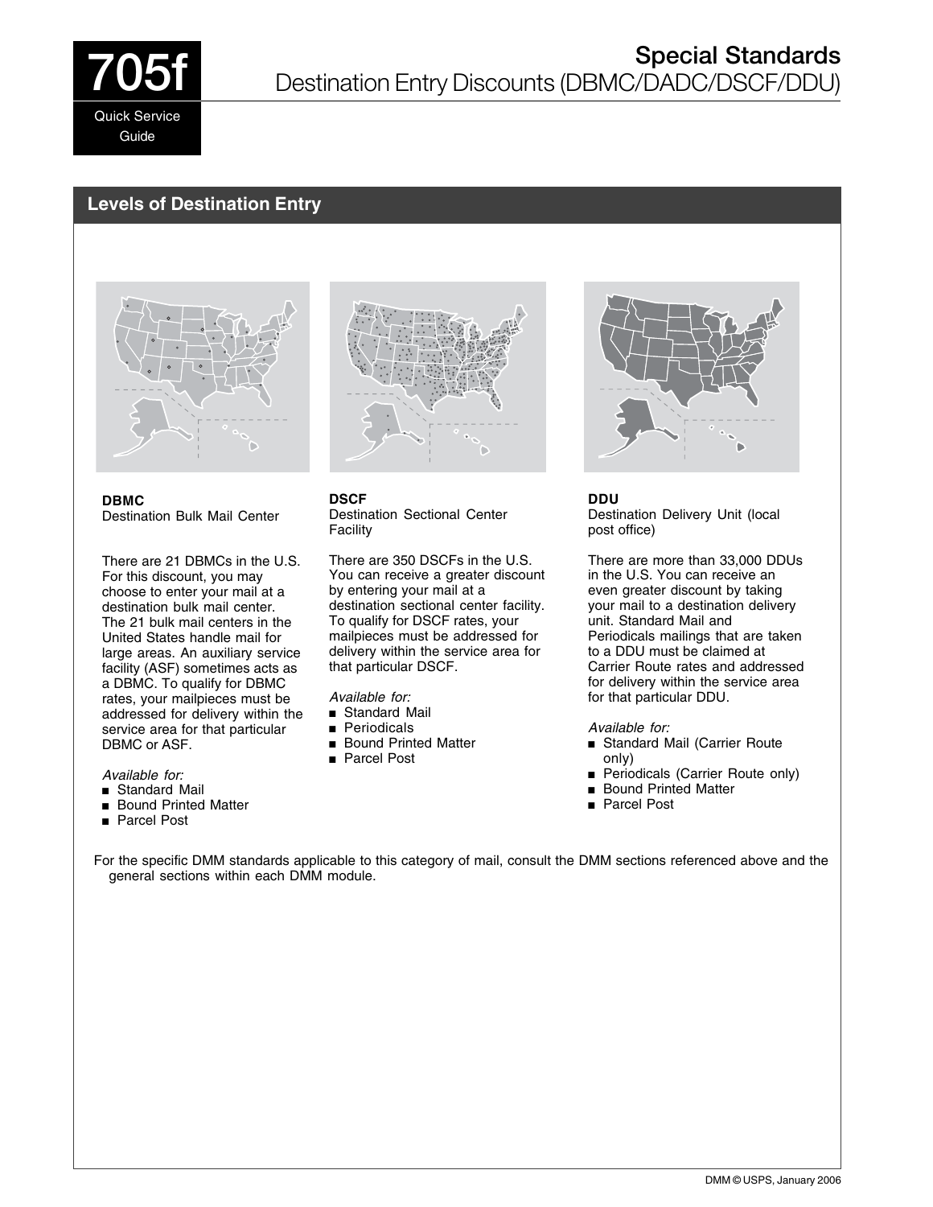# 705f Quick Service Guide

## Special Standards

### Destination Entry Discounts (DBMC/DADC/DSCF/DDU)

## Levels of Destination Entry

**DBMC**
Destination Bulk Mail Center

There are 21 DBMCs in the U.S. For this discount, you may choose to enter your mail at a destination bulk mail center. The 21 bulk mail centers in the United States handle mail for large areas. An auxiliary service facility (ASF) sometimes acts as a DBMC. To qualify for DBMC rates, your mailpieces must be addressed for delivery within the service area for that particular DBMC or ASF.

*Available for:*

- Standard Mail
- Bound Printed Matter
- Parcel Post

**DSCF**
Destination Sectional Center Facility

There are 350 DSCFs in the U.S. You can receive a greater discount by entering your mail at a destination sectional center facility. To qualify for DSCF rates, your mailpieces must be addressed for delivery within the service area for that particular DSCF.

*Available for:*

- Standard Mail
- Periodicals
- Bound Printed Matter
- Parcel Post

**DDU**
Destination Delivery Unit (local post office)

There are more than 33,000 DDUs in the U.S. You can receive an even greater discount by taking your mail to a destination delivery unit. Standard Mail and Periodicals mailings that are taken to a DDU must be claimed at Carrier Route rates and addressed for delivery within the service area for that particular DDU.

*Available for:*

- Standard Mail (Carrier Route only)
- Periodicals (Carrier Route only)
- Bound Printed Matter
- Parcel Post

For the specific DMM standards applicable to this category of mail, consult the DMM sections referenced above and the general sections within each DMM module.